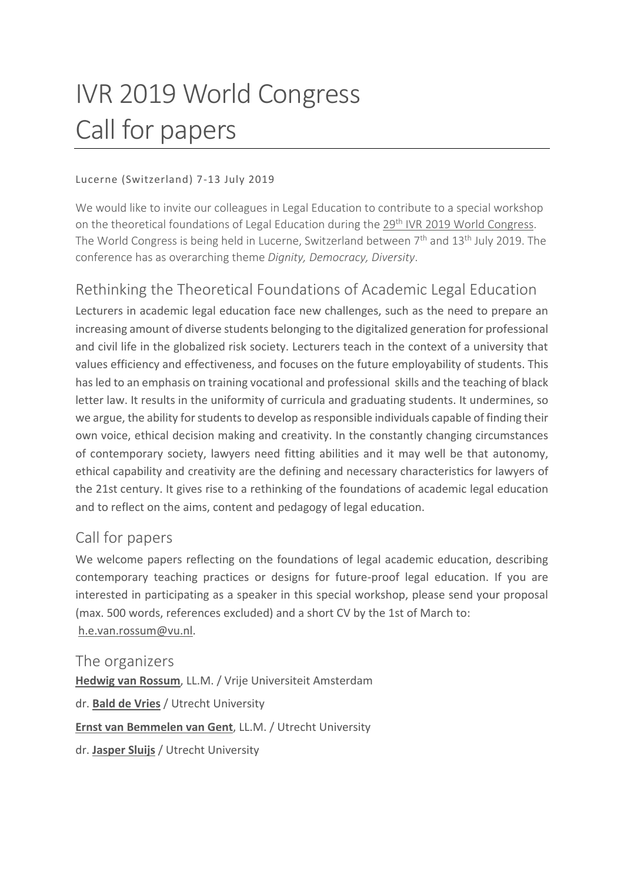# IVR 2019 World Congress
# Call for papers

Lucerne (Switzerland) 7-13 July 2019

We would like to invite our colleagues in Legal Education to contribute to a special workshop on the theoretical foundations of Legal Education during the 29th IVR 2019 World Congress. The World Congress is being held in Lucerne, Switzerland between 7th and 13th July 2019. The conference has as overarching theme *Dignity, Democracy, Diversity*.

## Rethinking the Theoretical Foundations of Academic Legal Education

Lecturers in academic legal education face new challenges, such as the need to prepare an increasing amount of diverse students belonging to the digitalized generation for professional and civil life in the globalized risk society. Lecturers teach in the context of a university that values efficiency and effectiveness, and focuses on the future employability of students. This has led to an emphasis on training vocational and professional skills and the teaching of black letter law. It results in the uniformity of curricula and graduating students. It undermines, so we argue, the ability for students to develop as responsible individuals capable of finding their own voice, ethical decision making and creativity. In the constantly changing circumstances of contemporary society, lawyers need fitting abilities and it may well be that autonomy, ethical capability and creativity are the defining and necessary characteristics for lawyers of the 21st century. It gives rise to a rethinking of the foundations of academic legal education and to reflect on the aims, content and pedagogy of legal education.

## Call for papers

We welcome papers reflecting on the foundations of legal academic education, describing contemporary teaching practices or designs for future-proof legal education. If you are interested in participating as a speaker in this special workshop, please send your proposal (max. 500 words, references excluded) and a short CV by the 1st of March to: h.e.van.rossum@vu.nl.

## The organizers

**Hedwig van Rossum**, LL.M. / Vrije Universiteit Amsterdam

dr. **Bald de Vries** / Utrecht University

**Ernst van Bemmelen van Gent**, LL.M. / Utrecht University

dr. **Jasper Sluijs** / Utrecht University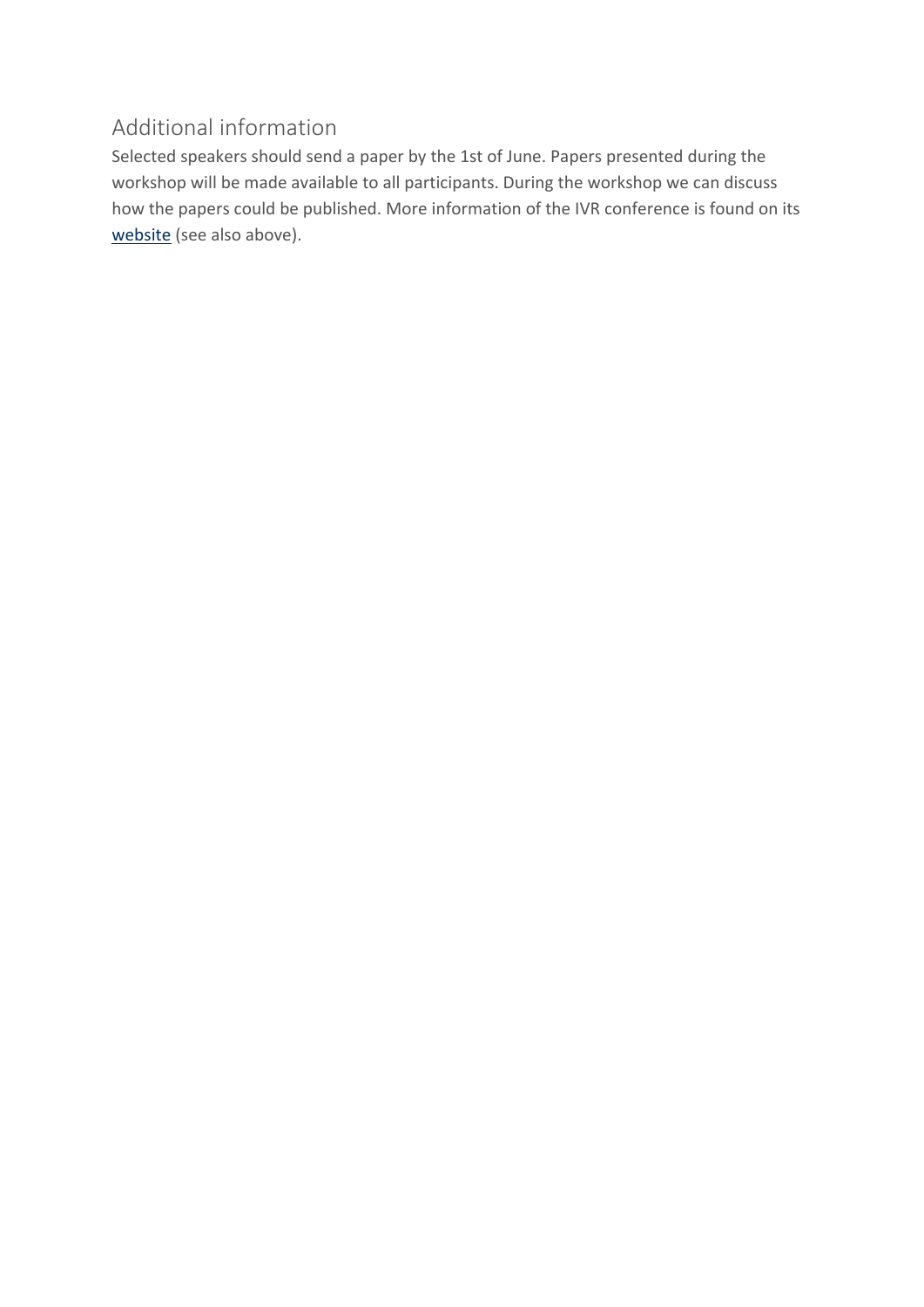## Additional information

Selected speakers should send a paper by the 1st of June. Papers presented during the workshop will be made available to all participants. During the workshop we can discuss how the papers could be published. More information of the IVR conference is found on its website (see also above).